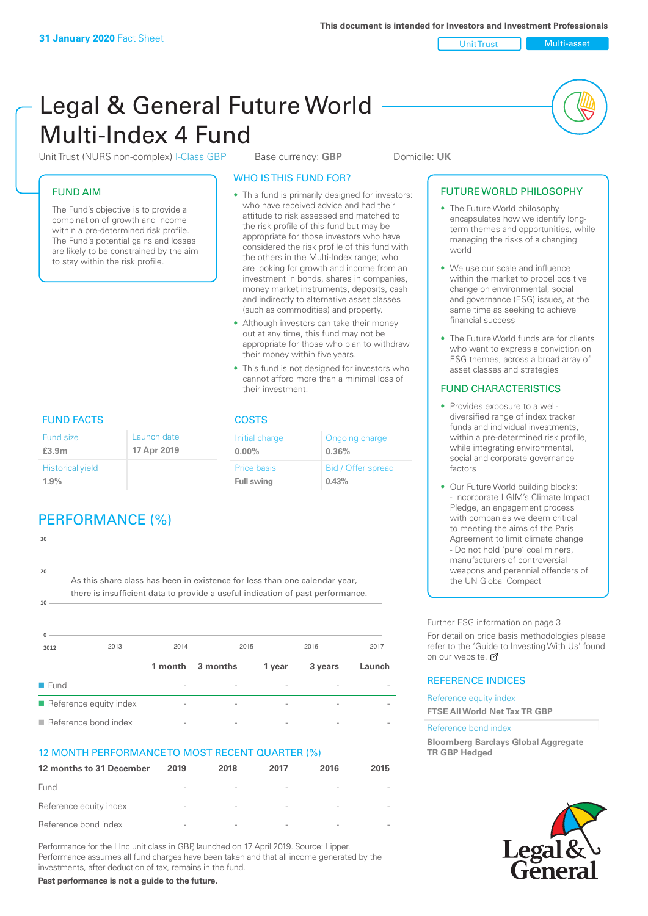**31 January 2020** Fact Sheet

This document is intended for Investors and Investment Professionals

Unit Trust | Multi-asset

# Legal & General Future World Multi-Index 4 Fund

Unit Trust (NURS non-complex) I-Class GBP    Base currency: **GBP**    Domicile: **UK**

## FUND AIM

The Fund's objective is to provide a combination of growth and income within a pre-determined risk profile. The Fund's potential gains and losses are likely to be constrained by the aim to stay within the risk profile.

## WHO IS THIS FUND FOR?

- This fund is primarily designed for investors: who have received advice and had their attitude to risk assessed and matched to the risk profile of this fund but may be appropriate for those investors who have considered the risk profile of this fund with the others in the Multi-Index range; who are looking for growth and income from an investment in bonds, shares in companies, money market instruments, deposits, cash and indirectly to alternative asset classes (such as commodities) and property.
- Although investors can take their money out at any time, this fund may not be appropriate for those who plan to withdraw their money within five years.
- This fund is not designed for investors who cannot afford more than a minimal loss of their investment.

## FUND FACTS

| Fund size | Launch date |
|---|---|
| **£3.9m** | **17 Apr 2019** |
| Historical yield | |
| **1.9%** | |

## COSTS

| Initial charge | Ongoing charge |
|---|---|
| **0.00%** | **0.36%** |
| Price basis | Bid / Offer spread |
| **Full swing** | **0.43%** |

## PERFORMANCE (%)

30
20
10
0
2012 2013 2014 2015 2016 2017

As this share class has been in existence for less than one calendar year, there is insufficient data to provide a useful indication of past performance.

| | 1 month | 3 months | 1 year | 3 years | Launch |
|---|---|---|---|---|---|
| Fund | - | - | - | - | - |
| Reference equity index | - | - | - | - | - |
| Reference bond index | - | - | - | - | - |

## 12 MONTH PERFORMANCE TO MOST RECENT QUARTER (%)

| 12 months to 31 December | 2019 | 2018 | 2017 | 2016 | 2015 |
|---|---|---|---|---|---|
| Fund | - | - | - | - | - |
| Reference equity index | - | - | - | - | - |
| Reference bond index | - | - | - | - | - |

Performance for the I Inc unit class in GBP, launched on 17 April 2019. Source: Lipper. Performance assumes all fund charges have been taken and that all income generated by the investments, after deduction of tax, remains in the fund.

**Past performance is not a guide to the future.**

## FUTURE WORLD PHILOSOPHY

- The Future World philosophy encapsulates how we identify long-term themes and opportunities, while managing the risks of a changing world
- We use our scale and influence within the market to propel positive change on environmental, social and governance (ESG) issues, at the same time as seeking to achieve financial success
- The Future World funds are for clients who want to express a conviction on ESG themes, across a broad array of asset classes and strategies

## FUND CHARACTERISTICS

- Provides exposure to a well-diversified range of index tracker funds and individual investments, within a pre-determined risk profile, while integrating environmental, social and corporate governance factors
- Our Future World building blocks:
  - Incorporate LGIM's Climate Impact Pledge, an engagement process with companies we deem critical to meeting the aims of the Paris Agreement to limit climate change
  - Do not hold 'pure' coal miners, manufacturers of controversial weapons and perennial offenders of the UN Global Compact

Further ESG information on page 3

For detail on price basis methodologies please refer to the 'Guide to Investing With Us' found on our website.

## REFERENCE INDICES

Reference equity index
**FTSE All World Net Tax TR GBP**

Reference bond index
**Bloomberg Barclays Global Aggregate TR GBP Hedged**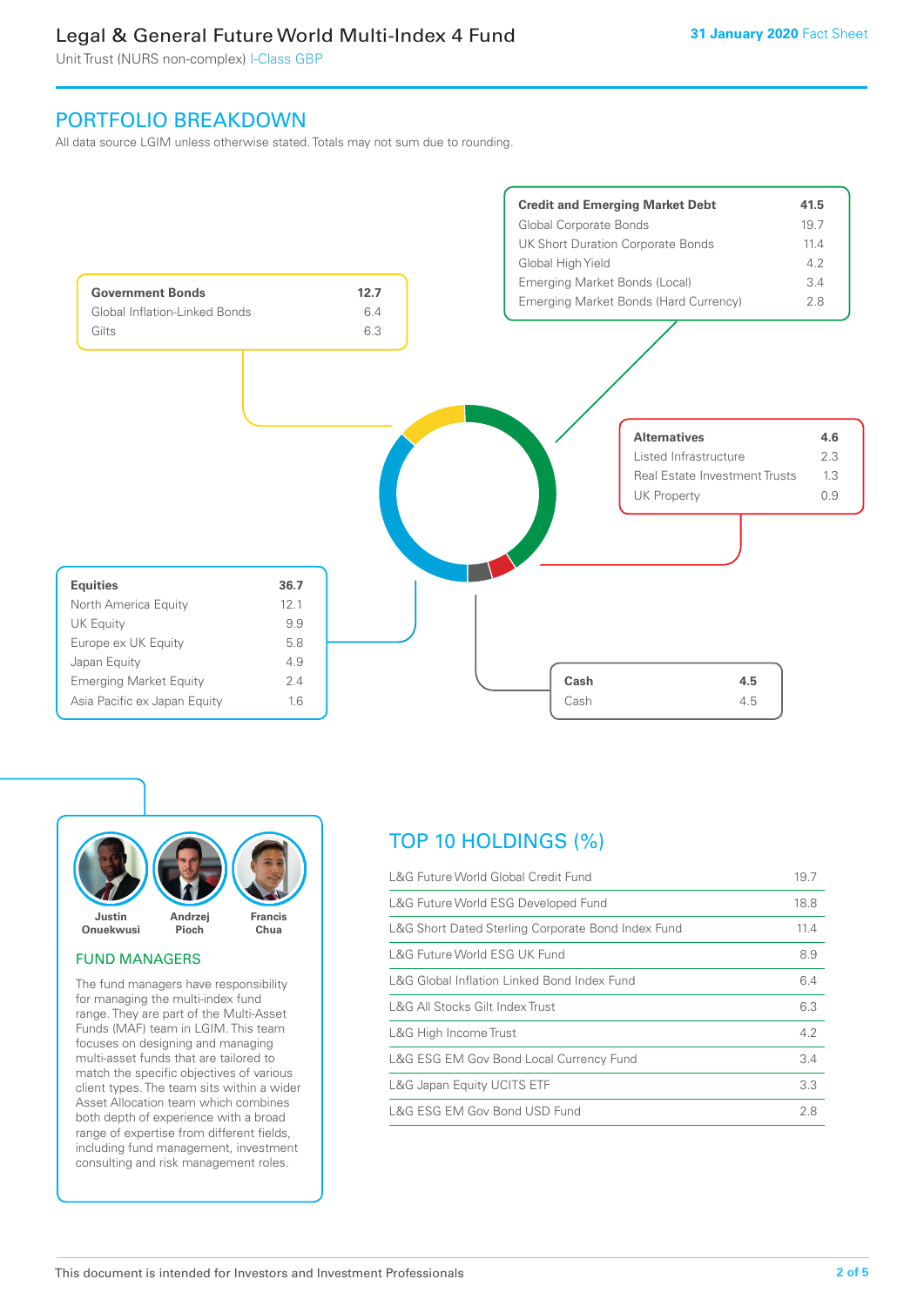## PORTFOLIO BREAKDOWN

All data source LGIM unless otherwise stated. Totals may not sum due to rounding.

| Credit and Emerging Market Debt | 41.5 |
|---|---|
| Global Corporate Bonds | 19.7 |
| UK Short Duration Corporate Bonds | 11.4 |
| Global High Yield | 4.2 |
| Emerging Market Bonds (Local) | 3.4 |
| Emerging Market Bonds (Hard Currency) | 2.8 |

| Government Bonds | 12.7 |
|---|---|
| Global Inflation-Linked Bonds | 6.4 |
| Gilts | 6.3 |

| Alternatives | 4.6 |
|---|---|
| Listed Infrastructure | 2.3 |
| Real Estate Investment Trusts | 1.3 |
| UK Property | 0.9 |

| Equities | 36.7 |
|---|---|
| North America Equity | 12.1 |
| UK Equity | 9.9 |
| Europe ex UK Equity | 5.8 |
| Japan Equity | 4.9 |
| Emerging Market Equity | 2.4 |
| Asia Pacific ex Japan Equity | 1.6 |

| Cash | 4.5 |
|---|---|
| Cash | 4.5 |

Justin Onuekwusi

Andrzej Pioch

Francis Chua

### FUND MANAGERS

The fund managers have responsibility for managing the multi-index fund range. They are part of the Multi-Asset Funds (MAF) team in LGIM. This team focuses on designing and managing multi-asset funds that are tailored to match the specific objectives of various client types. The team sits within a wider Asset Allocation team which combines both depth of experience with a broad range of expertise from different fields, including fund management, investment consulting and risk management roles.

## TOP 10 HOLDINGS (%)

| | |
|---|---|
| L&G Future World Global Credit Fund | 19.7 |
| L&G Future World ESG Developed Fund | 18.8 |
| L&G Short Dated Sterling Corporate Bond Index Fund | 11.4 |
| L&G Future World ESG UK Fund | 8.9 |
| L&G Global Inflation Linked Bond Index Fund | 6.4 |
| L&G All Stocks Gilt Index Trust | 6.3 |
| L&G High Income Trust | 4.2 |
| L&G ESG EM Gov Bond Local Currency Fund | 3.4 |
| L&G Japan Equity UCITS ETF | 3.3 |
| L&G ESG EM Gov Bond USD Fund | 2.8 |

This document is intended for Investors and Investment Professionals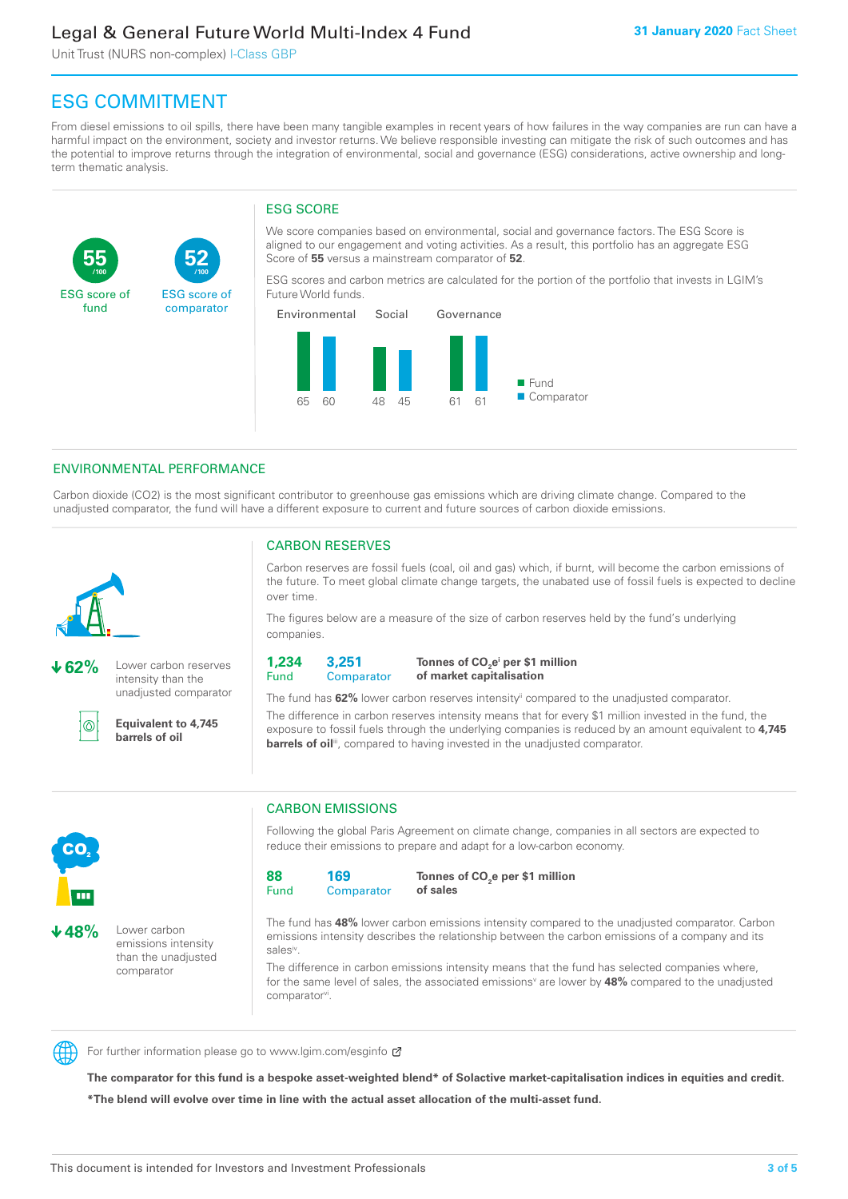# ESG COMMITMENT

From diesel emissions to oil spills, there have been many tangible examples in recent years of how failures in the way companies are run can have a harmful impact on the environment, society and investor returns. We believe responsible investing can mitigate the risk of such outcomes and has the potential to improve returns through the integration of environmental, social and governance (ESG) considerations, active ownership and long-term thematic analysis.

**55** /100
ESG score of fund

**52** /100
ESG score of comparator

## ESG SCORE

We score companies based on environmental, social and governance factors. The ESG Score is aligned to our engagement and voting activities. As a result, this portfolio has an aggregate ESG Score of **55** versus a mainstream comparator of **52**.

ESG scores and carbon metrics are calculated for the portion of the portfolio that invests in LGIM's Future World funds.

Environmental
Social
Governance
65 60
48 45
61 61
Fund
Comparator

## ENVIRONMENTAL PERFORMANCE

Carbon dioxide (CO2) is the most significant contributor to greenhouse gas emissions which are driving climate change. Compared to the unadjusted comparator, the fund will have a different exposure to current and future sources of carbon dioxide emissions.

**↓62%** Lower carbon reserves intensity than the unadjusted comparator

**Equivalent to 4,745 barrels of oil**

### CARBON RESERVES

Carbon reserves are fossil fuels (coal, oil and gas) which, if burnt, will become the carbon emissions of the future. To meet global climate change targets, the unabated use of fossil fuels is expected to decline over time.

The figures below are a measure of the size of carbon reserves held by the fund's underlying companies.

**1,234** Fund
**3,251** Comparator
**Tonnes of $CO_2e$[i] per $1 million of market capitalisation**

The fund has **62%** lower carbon reserves intensity[ii] compared to the unadjusted comparator.

The difference in carbon reserves intensity means that for every $1 million invested in the fund, the exposure to fossil fuels through the underlying companies is reduced by an amount equivalent to **4,745 barrels of oil**[iii], compared to having invested in the unadjusted comparator.

**↓48%** Lower carbon emissions intensity than the unadjusted comparator

### CARBON EMISSIONS

Following the global Paris Agreement on climate change, companies in all sectors are expected to reduce their emissions to prepare and adapt for a low-carbon economy.

**88** Fund
**169** Comparator
**Tonnes of $CO_2e$ per $1 million of sales**

The fund has **48%** lower carbon emissions intensity compared to the unadjusted comparator. Carbon emissions intensity describes the relationship between the carbon emissions of a company and its sales[iv].

The difference in carbon emissions intensity means that the fund has selected companies where, for the same level of sales, the associated emissions[v] are lower by **48%** compared to the unadjusted comparator[vi].

For further information please go to www.lgim.com/esginfo

**The comparator for this fund is a bespoke asset-weighted blend* of Solactive market-capitalisation indices in equities and credit.**

***The blend will evolve over time in line with the actual asset allocation of the multi-asset fund.**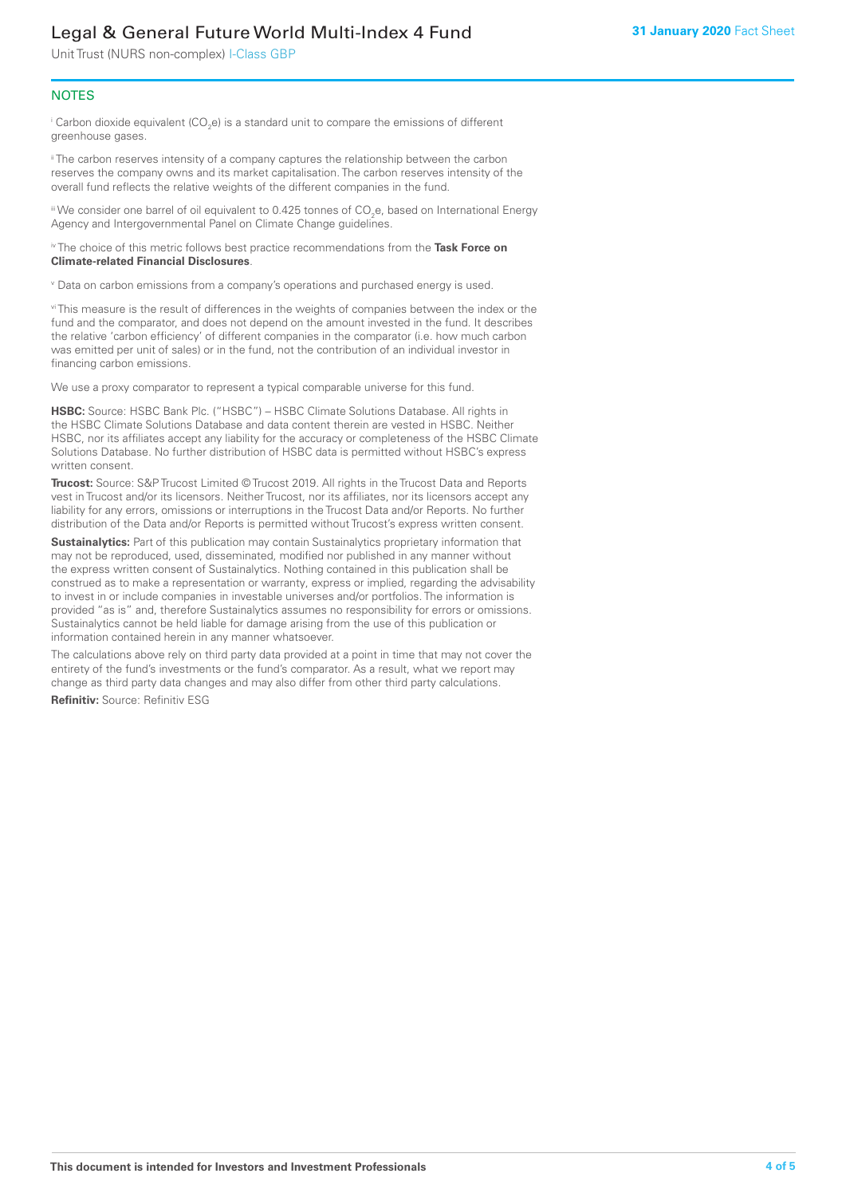## NOTES

[i] Carbon dioxide equivalent ($CO_2e$) is a standard unit to compare the emissions of different greenhouse gases.

[ii] The carbon reserves intensity of a company captures the relationship between the carbon reserves the company owns and its market capitalisation. The carbon reserves intensity of the overall fund reflects the relative weights of the different companies in the fund.

[iii] We consider one barrel of oil equivalent to 0.425 tonnes of $CO_2e$, based on International Energy Agency and Intergovernmental Panel on Climate Change guidelines.

[iv] The choice of this metric follows best practice recommendations from the **Task Force on Climate-related Financial Disclosures**.

[v] Data on carbon emissions from a company's operations and purchased energy is used.

[vi] This measure is the result of differences in the weights of companies between the index or the fund and the comparator, and does not depend on the amount invested in the fund. It describes the relative 'carbon efficiency' of different companies in the comparator (i.e. how much carbon was emitted per unit of sales) or in the fund, not the contribution of an individual investor in financing carbon emissions.

We use a proxy comparator to represent a typical comparable universe for this fund.

**HSBC:** Source: HSBC Bank Plc. ("HSBC") – HSBC Climate Solutions Database. All rights in the HSBC Climate Solutions Database and data content therein are vested in HSBC. Neither HSBC, nor its affiliates accept any liability for the accuracy or completeness of the HSBC Climate Solutions Database. No further distribution of HSBC data is permitted without HSBC's express written consent.

**Trucost:** Source: S&P Trucost Limited © Trucost 2019. All rights in the Trucost Data and Reports vest in Trucost and/or its licensors. Neither Trucost, nor its affiliates, nor its licensors accept any liability for any errors, omissions or interruptions in the Trucost Data and/or Reports. No further distribution of the Data and/or Reports is permitted without Trucost's express written consent.

**Sustainalytics:** Part of this publication may contain Sustainalytics proprietary information that may not be reproduced, used, disseminated, modified nor published in any manner without the express written consent of Sustainalytics. Nothing contained in this publication shall be construed as to make a representation or warranty, express or implied, regarding the advisability to invest in or include companies in investable universes and/or portfolios. The information is provided "as is" and, therefore Sustainalytics assumes no responsibility for errors or omissions. Sustainalytics cannot be held liable for damage arising from the use of this publication or information contained herein in any manner whatsoever.

The calculations above rely on third party data provided at a point in time that may not cover the entirety of the fund's investments or the fund's comparator. As a result, what we report may change as third party data changes and may also differ from other third party calculations.

**Refinitiv:** Source: Refinitiv ESG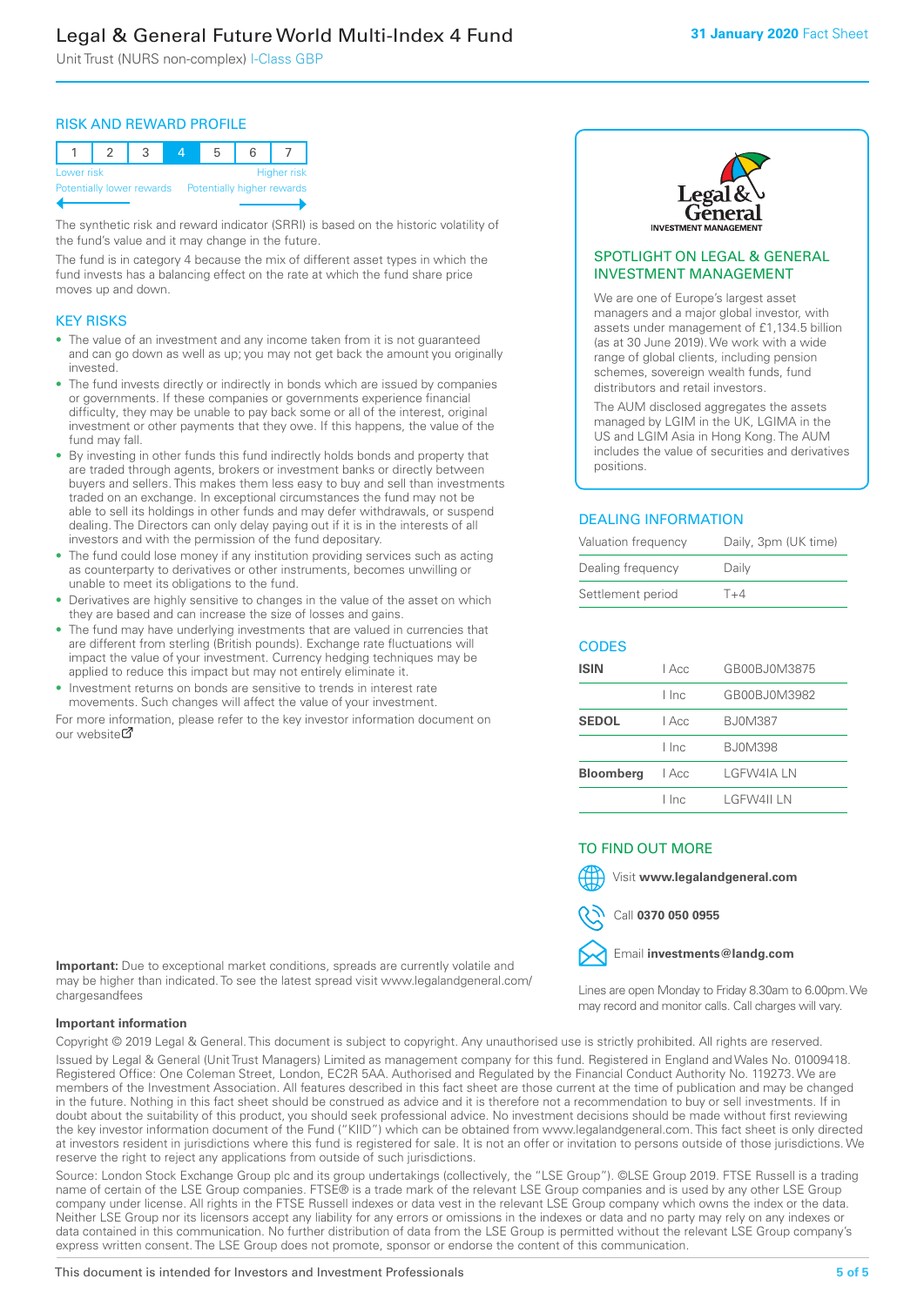# Legal & General Future World Multi-Index 4 Fund

Unit Trust (NURS non-complex) I-Class GBP

31 January 2020 Fact Sheet

## RISK AND REWARD PROFILE

| 1 | 2 | 3 | 4 | 5 | 6 | 7 |
|---|---|---|---|---|---|---|

Lower risk — Higher risk

Potentially lower rewards — Potentially higher rewards

The synthetic risk and reward indicator (SRRI) is based on the historic volatility of the fund's value and it may change in the future.

The fund is in category 4 because the mix of different asset types in which the fund invests has a balancing effect on the rate at which the fund share price moves up and down.

## KEY RISKS

- The value of an investment and any income taken from it is not guaranteed and can go down as well as up; you may not get back the amount you originally invested.
- The fund invests directly or indirectly in bonds which are issued by companies or governments. If these companies or governments experience financial difficulty, they may be unable to pay back some or all of the interest, original investment or other payments that they owe. If this happens, the value of the fund may fall.
- By investing in other funds this fund indirectly holds bonds and property that are traded through agents, brokers or investment banks or directly between buyers and sellers. This makes them less easy to buy and sell than investments traded on an exchange. In exceptional circumstances the fund may not be able to sell its holdings in other funds and may defer withdrawals, or suspend dealing. The Directors can only delay paying out if it is in the interests of all investors and with the permission of the fund depositary.
- The fund could lose money if any institution providing services such as acting as counterparty to derivatives or other instruments, becomes unwilling or unable to meet its obligations to the fund.
- Derivatives are highly sensitive to changes in the value of the asset on which they are based and can increase the size of losses and gains.
- The fund may have underlying investments that are valued in currencies that are different from sterling (British pounds). Exchange rate fluctuations will impact the value of your investment. Currency hedging techniques may be applied to reduce this impact but may not entirely eliminate it.
- Investment returns on bonds are sensitive to trends in interest rate movements. Such changes will affect the value of your investment.

For more information, please refer to the key investor information document on our website

**Important:** Due to exceptional market conditions, spreads are currently volatile and may be higher than indicated. To see the latest spread visit www.legalandgeneral.com/chargesandfees

## SPOTLIGHT ON LEGAL & GENERAL INVESTMENT MANAGEMENT

We are one of Europe's largest asset managers and a major global investor, with assets under management of £1,134.5 billion (as at 30 June 2019). We work with a wide range of global clients, including pension schemes, sovereign wealth funds, fund distributors and retail investors.

The AUM disclosed aggregates the assets managed by LGIM in the UK, LGIMA in the US and LGIM Asia in Hong Kong. The AUM includes the value of securities and derivatives positions.

## DEALING INFORMATION

| | |
|---|---|
| Valuation frequency | Daily, 3pm (UK time) |
| Dealing frequency | Daily |
| Settlement period | T+4 |

## CODES

| | | |
|---|---|---|
| **ISIN** | I Acc | GB00BJ0M3875 |
| | I Inc | GB00BJ0M3982 |
| **SEDOL** | I Acc | BJ0M387 |
| | I Inc | BJ0M398 |
| **Bloomberg** | I Acc | LGFW4IA LN |
| | I Inc | LGFW4II LN |

## TO FIND OUT MORE

Visit **www.legalandgeneral.com**

Call **0370 050 0955**

Email **investments@landg.com**

Lines are open Monday to Friday 8.30am to 6.00pm. We may record and monitor calls. Call charges will vary.

### Important information

Copyright © 2019 Legal & General. This document is subject to copyright. Any unauthorised use is strictly prohibited. All rights are reserved.

Issued by Legal & General (Unit Trust Managers) Limited as management company for this fund. Registered in England and Wales No. 01009418. Registered Office: One Coleman Street, London, EC2R 5AA. Authorised and Regulated by the Financial Conduct Authority No. 119273. We are members of the Investment Association. All features described in this fact sheet are those current at the time of publication and may be changed in the future. Nothing in this fact sheet should be construed as advice and it is therefore not a recommendation to buy or sell investments. If in doubt about the suitability of this product, you should seek professional advice. No investment decisions should be made without first reviewing the key investor information document of the Fund ("KIID") which can be obtained from www.legalandgeneral.com. This fact sheet is only directed at investors resident in jurisdictions where this fund is registered for sale. It is not an offer or invitation to persons outside of those jurisdictions. We reserve the right to reject any applications from outside of such jurisdictions.

Source: London Stock Exchange Group plc and its group undertakings (collectively, the "LSE Group"). ©LSE Group 2019. FTSE Russell is a trading name of certain of the LSE Group companies. FTSE® is a trade mark of the relevant LSE Group companies and is used by any other LSE Group company under license. All rights in the FTSE Russell indexes or data vest in the relevant LSE Group company which owns the index or the data. Neither LSE Group nor its licensors accept any liability for any errors or omissions in the indexes or data and no party may rely on any indexes or data contained in this communication. No further distribution of data from the LSE Group is permitted without the relevant LSE Group company's express written consent. The LSE Group does not promote, sponsor or endorse the content of this communication.

This document is intended for Investors and Investment Professionals